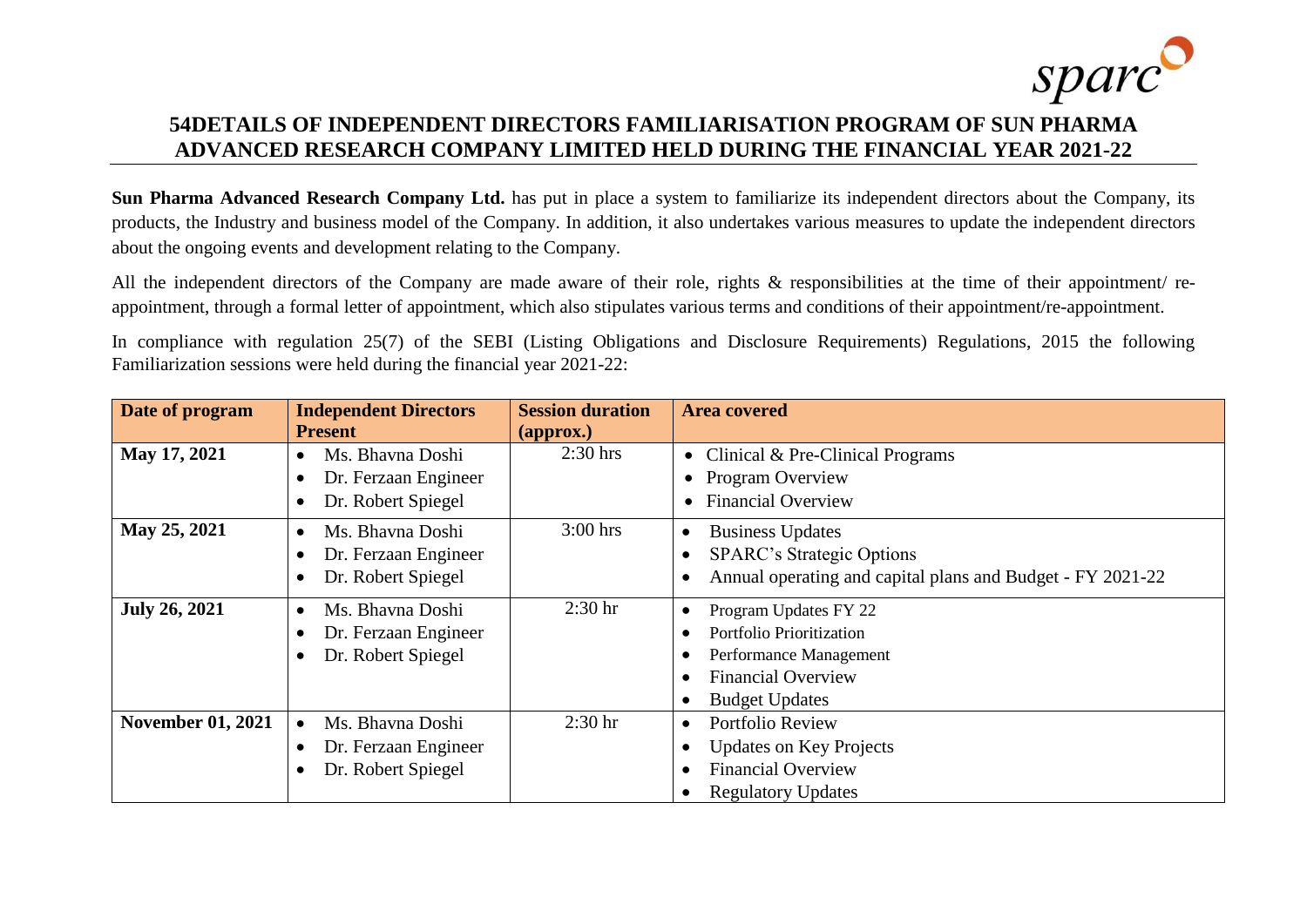sparc

# 54DETAILS OF INDEPENDENT DIRECTORS FAMILIARISATION PROGRAM OF SUN PHARMA ADVANCED RESEARCH COMPANY LIMITED HELD DURING THE FINANCIAL YEAR 2021-22

**Sun Pharma Advanced Research Company Ltd.** has put in place a system to familiarize its independent directors about the Company, its products, the Industry and business model of the Company. In addition, it also undertakes various measures to update the independent directors about the ongoing events and development relating to the Company.

All the independent directors of the Company are made aware of their role, rights & responsibilities at the time of their appointment/ re-appointment, through a formal letter of appointment, which also stipulates various terms and conditions of their appointment/re-appointment.

In compliance with regulation 25(7) of the SEBI (Listing Obligations and Disclosure Requirements) Regulations, 2015 the following Familiarization sessions were held during the financial year 2021-22:

| Date of program | Independent Directors Present | Session duration (approx.) | Area covered |
|---|---|---|---|
| **May 17, 2021** | • Ms. Bhavna Doshi<br>• Dr. Ferzaan Engineer<br>• Dr. Robert Spiegel | 2:30 hrs | • Clinical & Pre-Clinical Programs<br>• Program Overview<br>• Financial Overview |
| **May 25, 2021** | • Ms. Bhavna Doshi<br>• Dr. Ferzaan Engineer<br>• Dr. Robert Spiegel | 3:00 hrs | • Business Updates<br>• SPARC's Strategic Options<br>• Annual operating and capital plans and Budget - FY 2021-22 |
| **July 26, 2021** | • Ms. Bhavna Doshi<br>• Dr. Ferzaan Engineer<br>• Dr. Robert Spiegel | 2:30 hr | • Program Updates FY 22<br>• Portfolio Prioritization<br>• Performance Management<br>• Financial Overview<br>• Budget Updates |
| **November 01, 2021** | • Ms. Bhavna Doshi<br>• Dr. Ferzaan Engineer<br>• Dr. Robert Spiegel | 2:30 hr | • Portfolio Review<br>• Updates on Key Projects<br>• Financial Overview<br>• Regulatory Updates |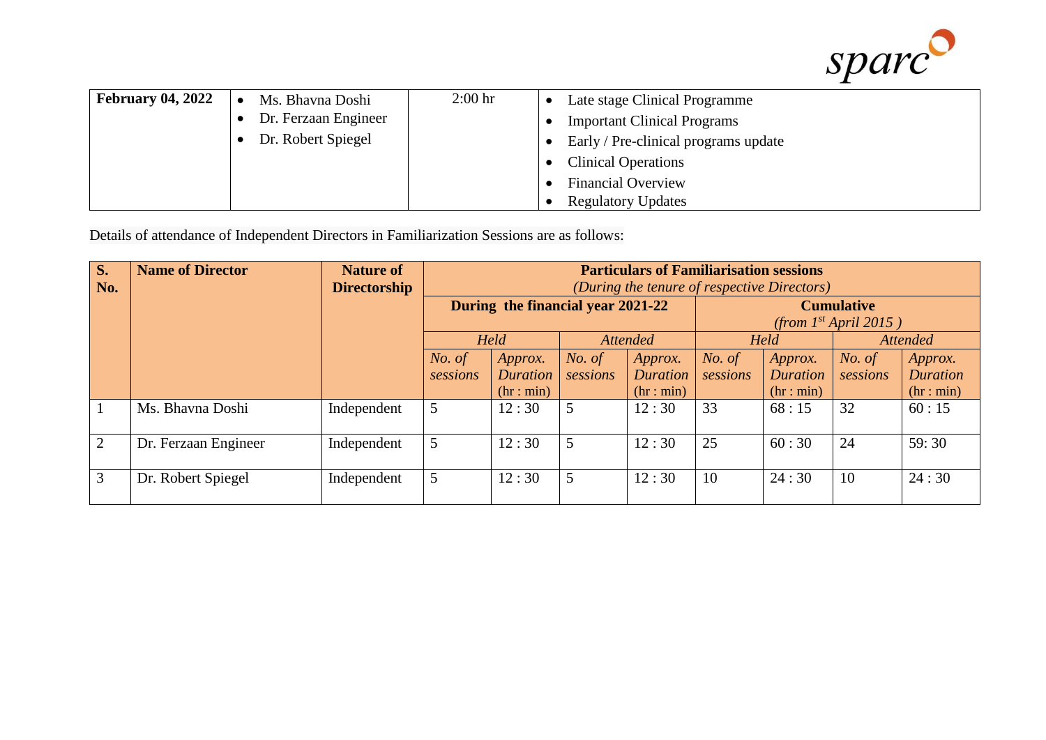| | | | |
|---|---|---|---|
| **February 04, 2022** | • Ms. Bhavna Doshi<br>• Dr. Ferzaan Engineer<br>• Dr. Robert Spiegel | 2:00 hr | • Late stage Clinical Programme<br>• Important Clinical Programs<br>• Early / Pre-clinical programs update<br>• Clinical Operations<br>• Financial Overview<br>• Regulatory Updates |

Details of attendance of Independent Directors in Familiarization Sessions are as follows:

| **S. No.** | **Name of Director** | **Nature of Directorship** | **Particulars of Familiarisation sessions** *(During the tenure of respective Directors)* | | | | | | | |
|---|---|---|---|---|---|---|---|---|---|---|
| | | | **During the financial year 2021-22** | | | | **Cumulative** *(from 1st April 2015 )* | | | |
| | | | *Held* | | *Attended* | | *Held* | | *Attended* | |
| | | | *No. of sessions* | *Approx. Duration* (hr : min) | *No. of sessions* | *Approx. Duration* (hr : min) | *No. of sessions* | *Approx. Duration* (hr : min) | *No. of sessions* | *Approx. Duration* (hr : min) |
| 1 | Ms. Bhavna Doshi | Independent | 5 | 12 : 30 | 5 | 12 : 30 | 33 | 68 : 15 | 32 | 60 : 15 |
| 2 | Dr. Ferzaan Engineer | Independent | 5 | 12 : 30 | 5 | 12 : 30 | 25 | 60 : 30 | 24 | 59: 30 |
| 3 | Dr. Robert Spiegel | Independent | 5 | 12 : 30 | 5 | 12 : 30 | 10 | 24 : 30 | 10 | 24 : 30 |